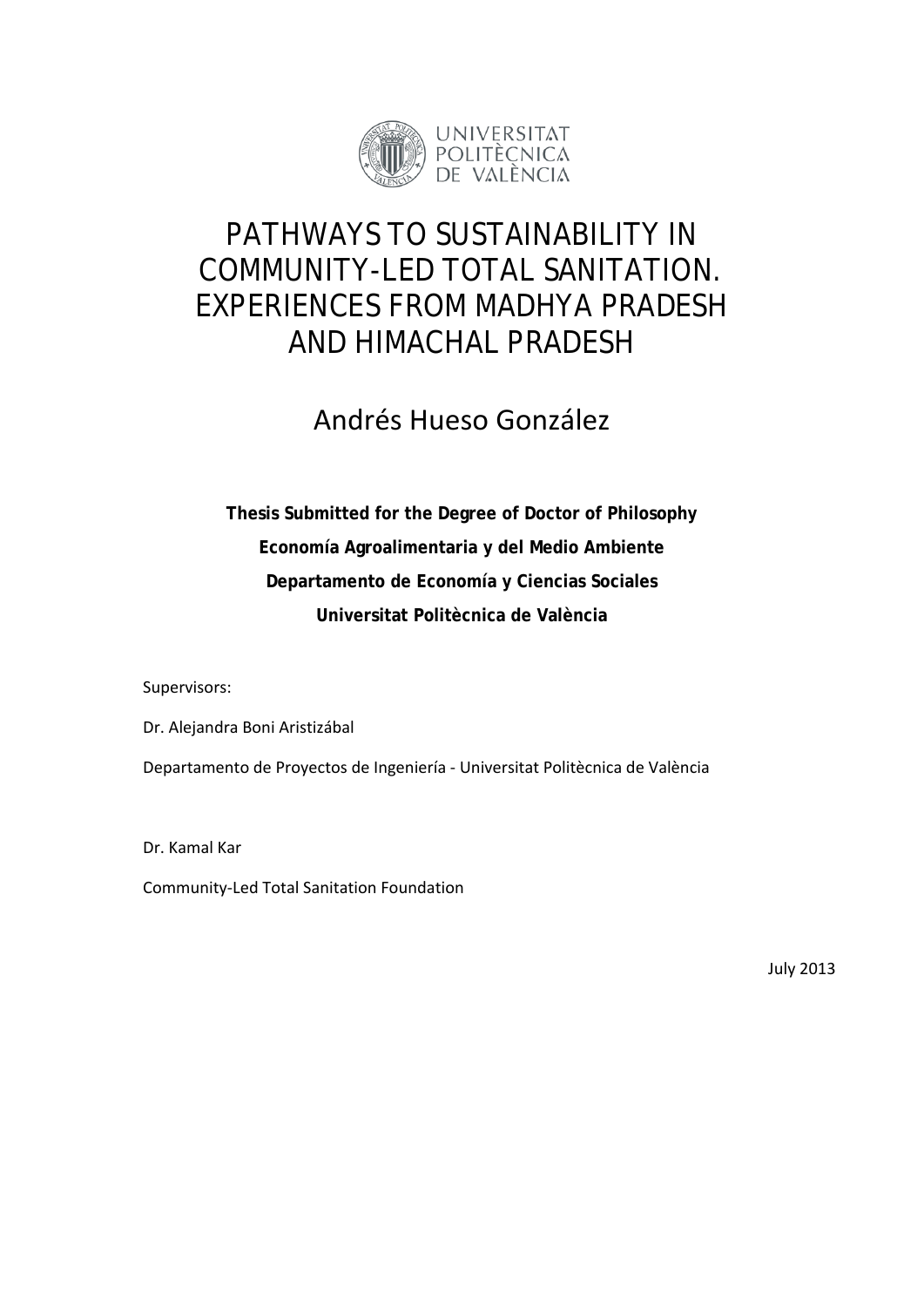UNIVERSITAT POLITÈCNICA DE VALÈNCIA

# PATHWAYS TO SUSTAINABILITY IN COMMUNITY-LED TOTAL SANITATION. EXPERIENCES FROM MADHYA PRADESH AND HIMACHAL PRADESH

## Andrés Hueso González

**Thesis Submitted for the Degree of Doctor of Philosophy**

**Economía Agroalimentaria y del Medio Ambiente**

**Departamento de Economía y Ciencias Sociales**

**Universitat Politècnica de València**

Supervisors:

Dr. Alejandra Boni Aristizábal

Departamento de Proyectos de Ingeniería - Universitat Politècnica de València

Dr. Kamal Kar

Community-Led Total Sanitation Foundation

July 2013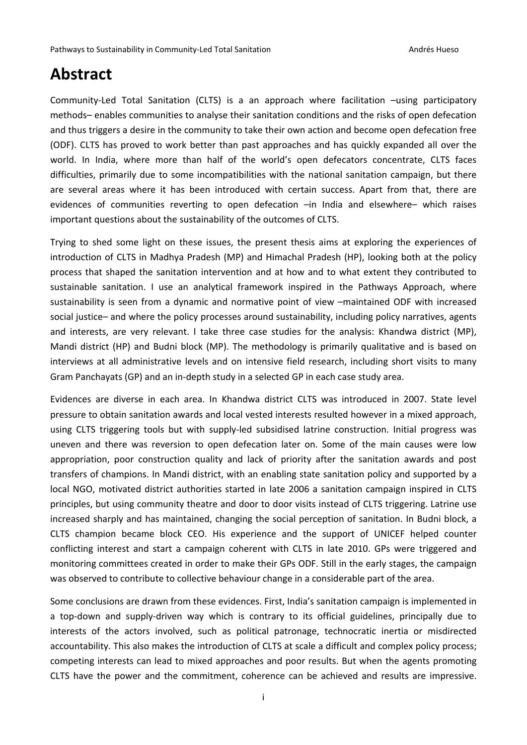# Abstract

Community-Led Total Sanitation (CLTS) is a an approach where facilitation –using participatory methods– enables communities to analyse their sanitation conditions and the risks of open defecation and thus triggers a desire in the community to take their own action and become open defecation free (ODF). CLTS has proved to work better than past approaches and has quickly expanded all over the world. In India, where more than half of the world's open defecators concentrate, CLTS faces difficulties, primarily due to some incompatibilities with the national sanitation campaign, but there are several areas where it has been introduced with certain success. Apart from that, there are evidences of communities reverting to open defecation –in India and elsewhere– which raises important questions about the sustainability of the outcomes of CLTS.

Trying to shed some light on these issues, the present thesis aims at exploring the experiences of introduction of CLTS in Madhya Pradesh (MP) and Himachal Pradesh (HP), looking both at the policy process that shaped the sanitation intervention and at how and to what extent they contributed to sustainable sanitation. I use an analytical framework inspired in the Pathways Approach, where sustainability is seen from a dynamic and normative point of view –maintained ODF with increased social justice– and where the policy processes around sustainability, including policy narratives, agents and interests, are very relevant. I take three case studies for the analysis: Khandwa district (MP), Mandi district (HP) and Budni block (MP). The methodology is primarily qualitative and is based on interviews at all administrative levels and on intensive field research, including short visits to many Gram Panchayats (GP) and an in-depth study in a selected GP in each case study area.

Evidences are diverse in each area. In Khandwa district CLTS was introduced in 2007. State level pressure to obtain sanitation awards and local vested interests resulted however in a mixed approach, using CLTS triggering tools but with supply-led subsidised latrine construction. Initial progress was uneven and there was reversion to open defecation later on. Some of the main causes were low appropriation, poor construction quality and lack of priority after the sanitation awards and post transfers of champions. In Mandi district, with an enabling state sanitation policy and supported by a local NGO, motivated district authorities started in late 2006 a sanitation campaign inspired in CLTS principles, but using community theatre and door to door visits instead of CLTS triggering. Latrine use increased sharply and has maintained, changing the social perception of sanitation. In Budni block, a CLTS champion became block CEO. His experience and the support of UNICEF helped counter conflicting interest and start a campaign coherent with CLTS in late 2010. GPs were triggered and monitoring committees created in order to make their GPs ODF. Still in the early stages, the campaign was observed to contribute to collective behaviour change in a considerable part of the area.

Some conclusions are drawn from these evidences. First, India's sanitation campaign is implemented in a top-down and supply-driven way which is contrary to its official guidelines, principally due to interests of the actors involved, such as political patronage, technocratic inertia or misdirected accountability. This also makes the introduction of CLTS at scale a difficult and complex policy process; competing interests can lead to mixed approaches and poor results. But when the agents promoting CLTS have the power and the commitment, coherence can be achieved and results are impressive.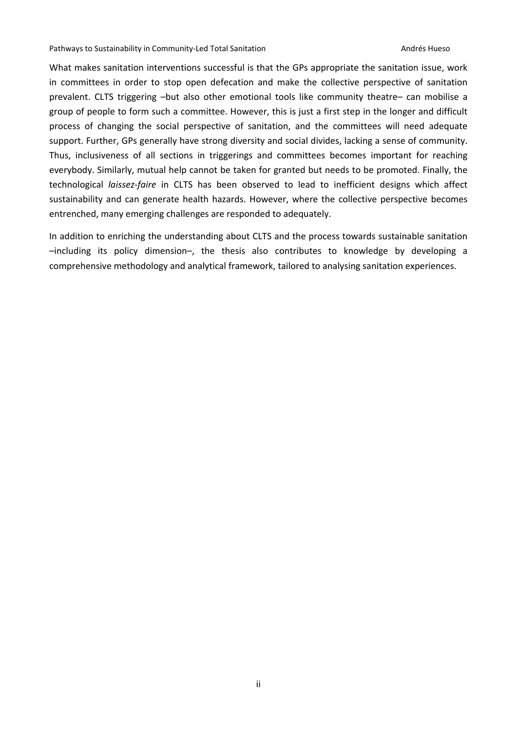What makes sanitation interventions successful is that the GPs appropriate the sanitation issue, work in committees in order to stop open defecation and make the collective perspective of sanitation prevalent. CLTS triggering –but also other emotional tools like community theatre– can mobilise a group of people to form such a committee. However, this is just a first step in the longer and difficult process of changing the social perspective of sanitation, and the committees will need adequate support. Further, GPs generally have strong diversity and social divides, lacking a sense of community. Thus, inclusiveness of all sections in triggerings and committees becomes important for reaching everybody. Similarly, mutual help cannot be taken for granted but needs to be promoted. Finally, the technological *laissez-faire* in CLTS has been observed to lead to inefficient designs which affect sustainability and can generate health hazards. However, where the collective perspective becomes entrenched, many emerging challenges are responded to adequately.

In addition to enriching the understanding about CLTS and the process towards sustainable sanitation –including its policy dimension–, the thesis also contributes to knowledge by developing a comprehensive methodology and analytical framework, tailored to analysing sanitation experiences.